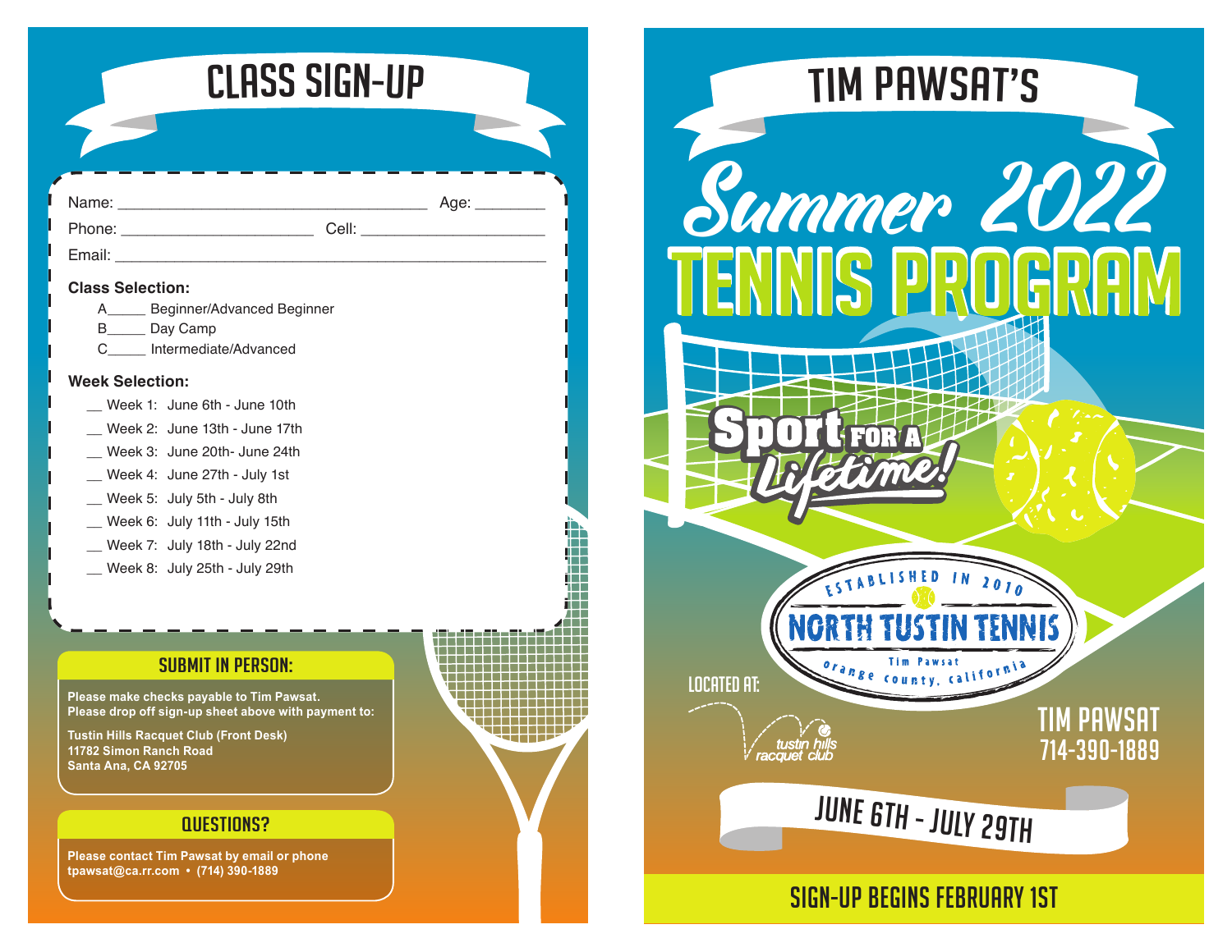# CLASS SIGN-UP

Name: ________________________________ Age: ________

Phone: ____________________ Cell: ____________________

Email: ____________________________________________

**Class Selection:**

A_____ Beginner/Advanced Beginner

B_____ Day Camp

C_____ Intermediate/Advanced

**Week Selection:**

__ Week 1: June 6th - June 10th

__ Week 2: June 13th - June 17th

__ Week 3: June 20th- June 24th

__ Week 4: June 27th - July 1st

__ Week 5: July 5th - July 8th

__ Week 6: July 11th - July 15th

__ Week 7: July 18th - July 22nd

__ Week 8: July 25th - July 29th

## SUBMIT IN PERSON:

**Please make checks payable to Tim Pawsat.**
**Please drop off sign-up sheet above with payment to:**

**Tustin Hills Racquet Club (Front Desk)**
**11782 Simon Ranch Road**
**Santa Ana, CA 92705**

## QUESTIONS?

**Please contact Tim Pawsat by email or phone**
**tpawsat@ca.rr.com • (714) 390-1889**

# TIM PAWSAT'S

# Summer 2022 TENNIS PROGRAM

Sport FOR A Lifetime!

ESTABLISHED IN 2010
NORTH TUSTIN TENNIS
Tim Pawsat
orange county, california

LOCATED AT:

tustin hills racquet club

TIM PAWSAT
714-390-1889

JUNE 6TH - JULY 29TH

SIGN-UP BEGINS FEBRUARY 1ST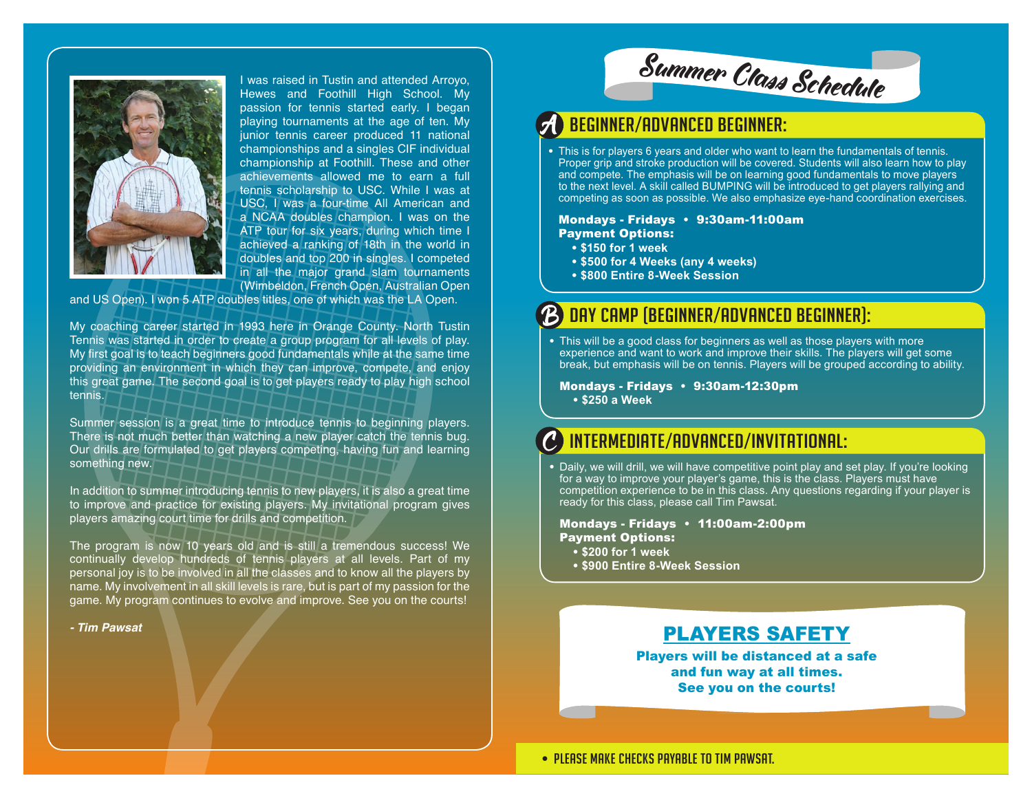I was raised in Tustin and attended Arroyo, Hewes and Foothill High School. My passion for tennis started early. I began playing tournaments at the age of ten. My junior tennis career produced 11 national championships and a singles CIF individual championship at Foothill. These and other achievements allowed me to earn a full tennis scholarship to USC. While I was at USC, I was a four-time All American and a NCAA doubles champion. I was on the ATP tour for six years, during which time I achieved a ranking of 18th in the world in doubles and top 200 in singles. I competed in all the major grand slam tournaments (Wimbeldon, French Open, Australian Open and US Open). I won 5 ATP doubles titles, one of which was the LA Open.

My coaching career started in 1993 here in Orange County. North Tustin Tennis was started in order to create a group program for all levels of play. My first goal is to teach beginners good fundamentals while at the same time providing an environment in which they can improve, compete, and enjoy this great game. The second goal is to get players ready to play high school tennis.

Summer session is a great time to introduce tennis to beginning players. There is not much better than watching a new player catch the tennis bug. Our drills are formulated to get players competing, having fun and learning something new.

In addition to summer introducing tennis to new players, it is also a great time to improve and practice for existing players. My invitational program gives players amazing court time for drills and competition.

The program is now 10 years old and is still a tremendous success! We continually develop hundreds of tennis players at all levels. Part of my personal joy is to be involved in all the classes and to know all the players by name. My involvement in all skill levels is rare, but is part of my passion for the game. My program continues to evolve and improve. See you on the courts!

*- Tim Pawsat*

# Summer Class Schedule

## A BEGINNER/ADVANCED BEGINNER:

- This is for players 6 years and older who want to learn the fundamentals of tennis. Proper grip and stroke production will be covered. Students will also learn how to play and compete. The emphasis will be on learning good fundamentals to move players to the next level. A skill called BUMPING will be introduced to get players rallying and competing as soon as possible. We also emphasize eye-hand coordination exercises.

**Mondays - Fridays • 9:30am-11:00am**
**Payment Options:**
- **$150 for 1 week**
- **$500 for 4 Weeks (any 4 weeks)**
- **$800 Entire 8-Week Session**

## B DAY CAMP (BEGINNER/ADVANCED BEGINNER):

- This will be a good class for beginners as well as those players with more experience and want to work and improve their skills. The players will get some break, but emphasis will be on tennis. Players will be grouped according to ability.

**Mondays - Fridays • 9:30am-12:30pm**
- **$250 a Week**

## C INTERMEDIATE/ADVANCED/INVITATIONAL:

- Daily, we will drill, we will have competitive point play and set play. If you're looking for a way to improve your player's game, this is the class. Players must have competition experience to be in this class. Any questions regarding if your player is ready for this class, please call Tim Pawsat.

**Mondays - Fridays • 11:00am-2:00pm**
**Payment Options:**
- **$200 for 1 week**
- **$900 Entire 8-Week Session**

## PLAYERS SAFETY

**Players will be distanced at a safe and fun way at all times. See you on the courts!**

- PLEASE MAKE CHECKS PAYABLE TO TIM PAWSAT.